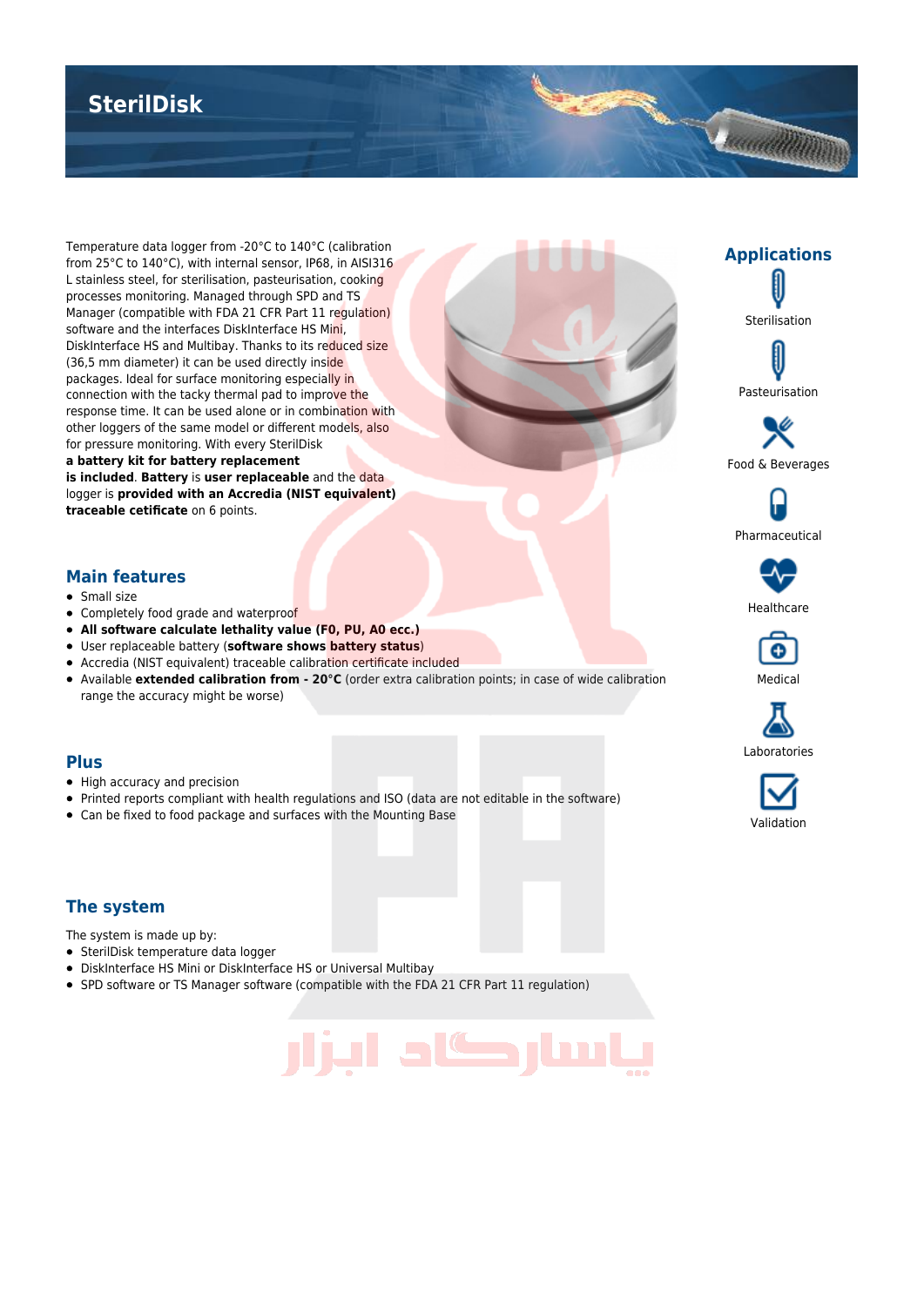# SterilDisk

Temperature data logger from -20°C to 140°C (calibration from 25°C to 140°C), with internal sensor, IP68, in AISI316 L stainless steel, for sterilisation, pasteurisation, cooking processes monitoring. Managed through SPD and TS Manager (compatible with FDA 21 CFR Part 11 regulation) software and the interfaces DiskInterface HS Mini, DiskInterface HS and Multibay. Thanks to its reduced size (36,5 mm diameter) it can be used directly inside packages. Ideal for surface monitoring especially in connection with the tacky thermal pad to improve the response time. It can be used alone or in combination with other loggers of the same model or different models, also for pressure monitoring. With every SterilDisk **a battery kit for battery replacement is included**. **Battery** is **user replaceable** and the data logger is **provided with an Accredia (NIST equivalent) traceable cetificate** on 6 points.

## Applications

- Sterilisation
- Pasteurisation
- Food & Beverages
- Pharmaceutical
- Healthcare
- Medical
- Laboratories
- Validation

## Main features

- Small size
- Completely food grade and waterproof
- **All software calculate lethality value (F0, PU, A0 ecc.)**
- User replaceable battery (**software shows battery status**)
- Accredia (NIST equivalent) traceable calibration certificate included
- Available **extended calibration from - 20°C** (order extra calibration points; in case of wide calibration range the accuracy might be worse)

## Plus

- High accuracy and precision
- Printed reports compliant with health regulations and ISO (data are not editable in the software)
- Can be fixed to food package and surfaces with the Mounting Base

## The system

The system is made up by:

- SterilDisk temperature data logger
- DiskInterface HS Mini or DiskInterface HS or Universal Multibay
- SPD software or TS Manager software (compatible with the FDA 21 CFR Part 11 regulation)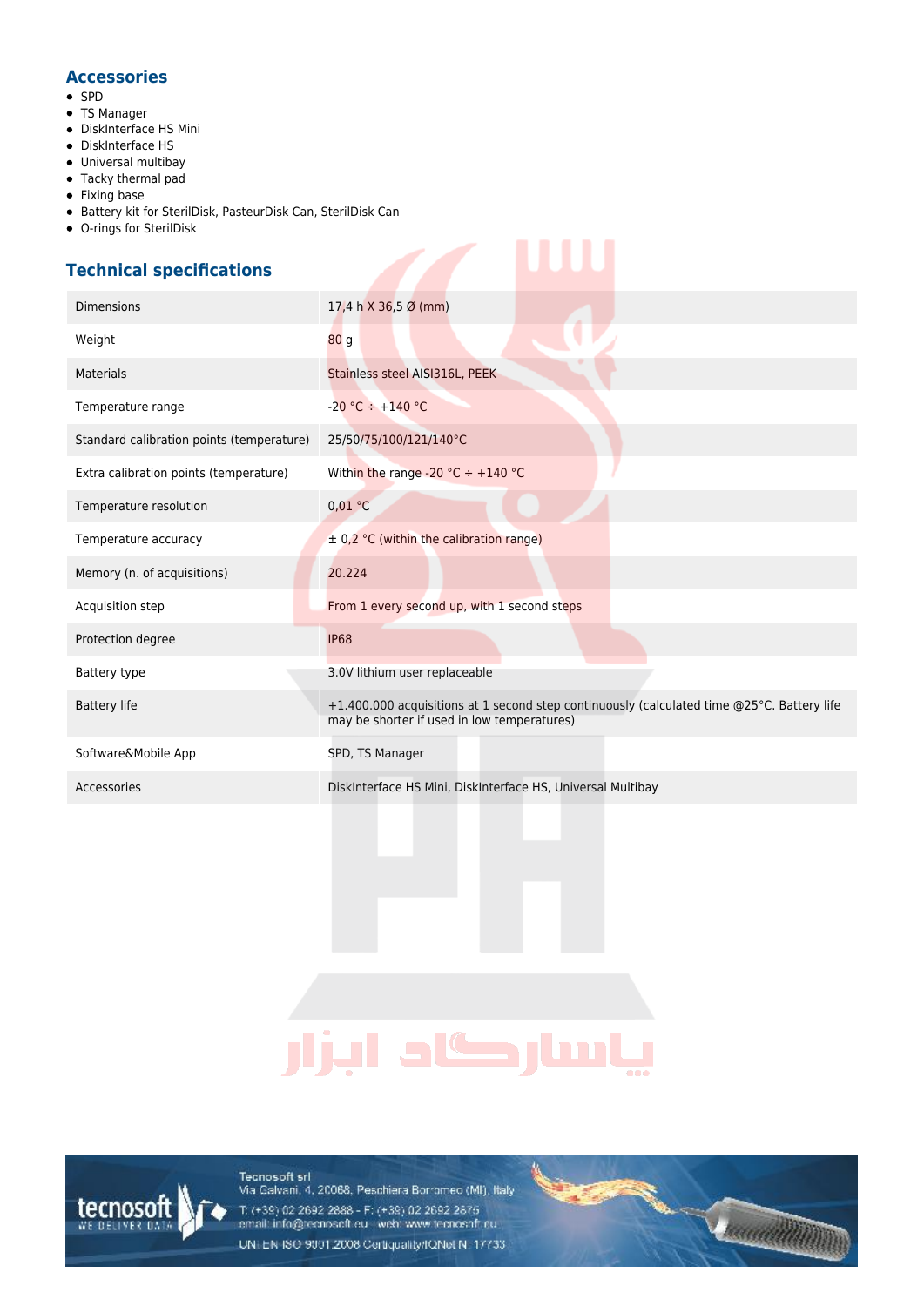## Accessories

- SPD
- TS Manager
- DiskInterface HS Mini
- DiskInterface HS
- Universal multibay
- Tacky thermal pad
- Fixing base
- Battery kit for SterilDisk, PasteurDisk Can, SterilDisk Can
- O-rings for SterilDisk

## Technical specifications

| | |
|---|---|
| Dimensions | 17,4 h X 36,5 Ø (mm) |
| Weight | 80 g |
| Materials | Stainless steel AISI316L, PEEK |
| Temperature range | -20 °C ÷ +140 °C |
| Standard calibration points (temperature) | 25/50/75/100/121/140°C |
| Extra calibration points (temperature) | Within the range -20 °C ÷ +140 °C |
| Temperature resolution | 0,01 °C |
| Temperature accuracy | ± 0,2 °C (within the calibration range) |
| Memory (n. of acquisitions) | 20.224 |
| Acquisition step | From 1 every second up, with 1 second steps |
| Protection degree | IP68 |
| Battery type | 3.0V lithium user replaceable |
| Battery life | +1.400.000 acquisitions at 1 second step continuously (calculated time @25°C. Battery life may be shorter if used in low temperatures) |
| Software&Mobile App | SPD, TS Manager |
| Accessories | DiskInterface HS Mini, DiskInterface HS, Universal Multibay |

tecnosoft
WE DELIVER DATA

Tecnosoft srl
Via Galvani, 4, 20068, Peschiera Borromeo (MI), Italy
T: (+39) 02 2692 2888 - F: (+39) 02 2692 2875
email: info@tecnosoft.eu - web: www.tecnosoft.eu
UNI EN ISO 9001:2008 CertiqualityIQNet N. 17733